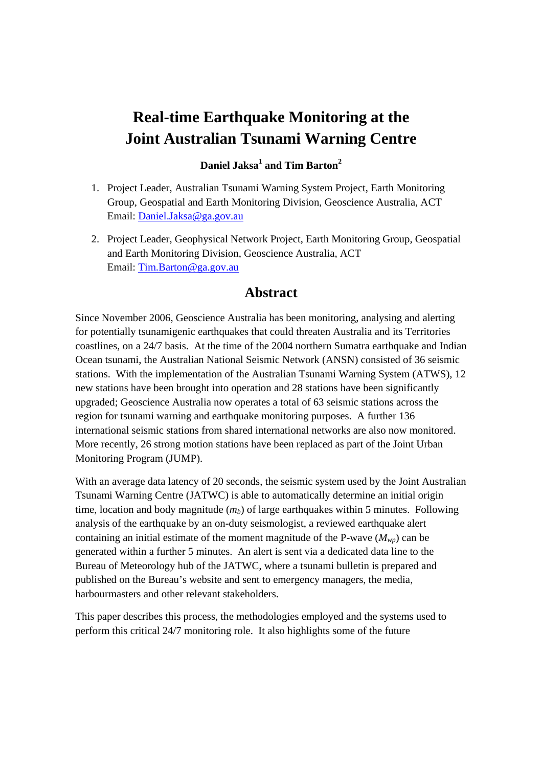# Real-time Earthquake Monitoring at the Joint Australian Tsunami Warning Centre

**Daniel Jaksa[1] and Tim Barton[2]**

1. Project Leader, Australian Tsunami Warning System Project, Earth Monitoring Group, Geospatial and Earth Monitoring Division, Geoscience Australia, ACT
   Email: Daniel.Jaksa@ga.gov.au

2. Project Leader, Geophysical Network Project, Earth Monitoring Group, Geospatial and Earth Monitoring Division, Geoscience Australia, ACT
   Email: Tim.Barton@ga.gov.au

## Abstract

Since November 2006, Geoscience Australia has been monitoring, analysing and alerting for potentially tsunamigenic earthquakes that could threaten Australia and its Territories coastlines, on a 24/7 basis. At the time of the 2004 northern Sumatra earthquake and Indian Ocean tsunami, the Australian National Seismic Network (ANSN) consisted of 36 seismic stations. With the implementation of the Australian Tsunami Warning System (ATWS), 12 new stations have been brought into operation and 28 stations have been significantly upgraded; Geoscience Australia now operates a total of 63 seismic stations across the region for tsunami warning and earthquake monitoring purposes. A further 136 international seismic stations from shared international networks are also now monitored. More recently, 26 strong motion stations have been replaced as part of the Joint Urban Monitoring Program (JUMP).

With an average data latency of 20 seconds, the seismic system used by the Joint Australian Tsunami Warning Centre (JATWC) is able to automatically determine an initial origin time, location and body magnitude ($m_b$) of large earthquakes within 5 minutes. Following analysis of the earthquake by an on-duty seismologist, a reviewed earthquake alert containing an initial estimate of the moment magnitude of the P-wave ($M_{wp}$) can be generated within a further 5 minutes. An alert is sent via a dedicated data line to the Bureau of Meteorology hub of the JATWC, where a tsunami bulletin is prepared and published on the Bureau's website and sent to emergency managers, the media, harbourmasters and other relevant stakeholders.

This paper describes this process, the methodologies employed and the systems used to perform this critical 24/7 monitoring role. It also highlights some of the future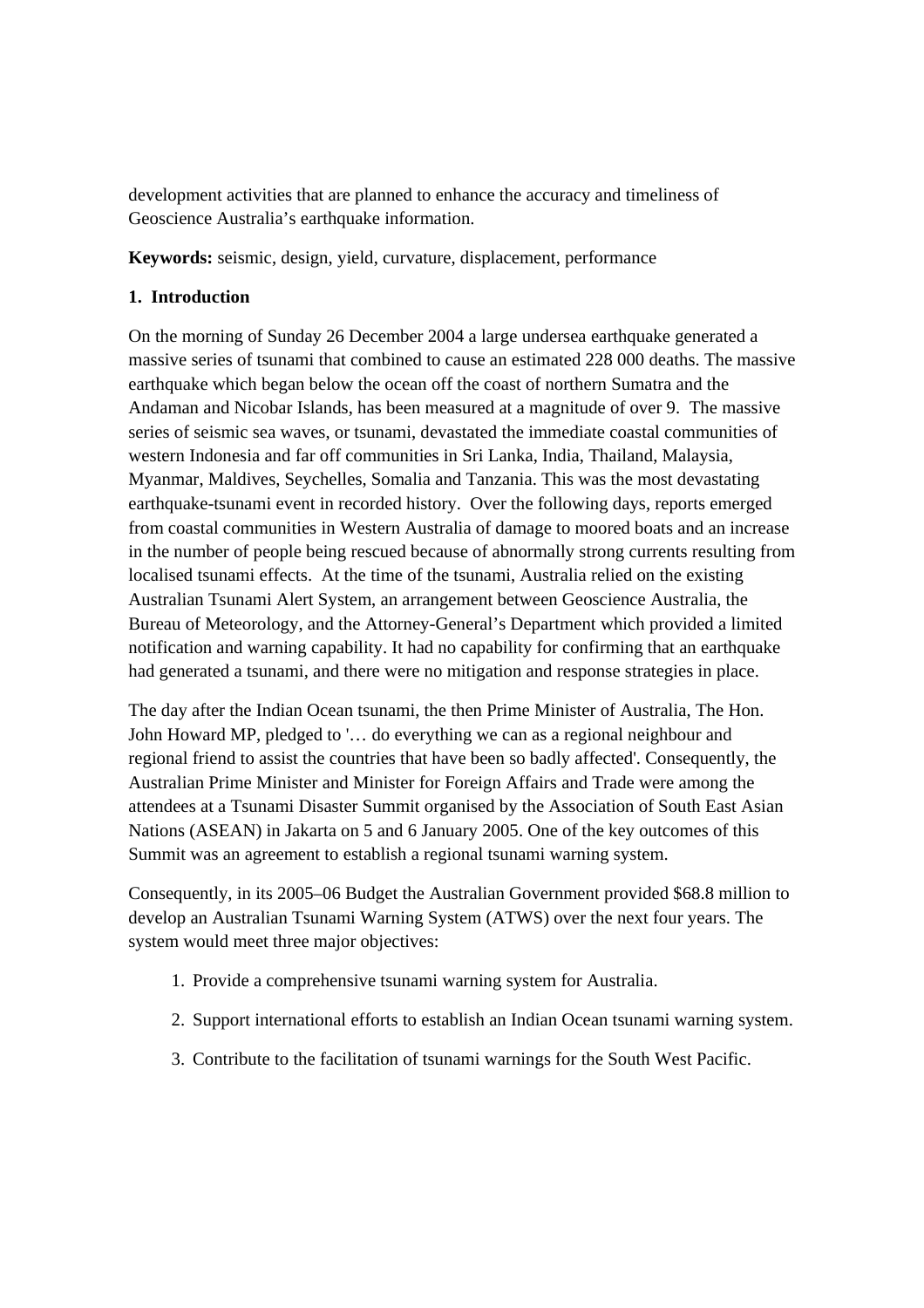development activities that are planned to enhance the accuracy and timeliness of Geoscience Australia's earthquake information.

**Keywords:** seismic, design, yield, curvature, displacement, performance

## 1. Introduction

On the morning of Sunday 26 December 2004 a large undersea earthquake generated a massive series of tsunami that combined to cause an estimated 228 000 deaths. The massive earthquake which began below the ocean off the coast of northern Sumatra and the Andaman and Nicobar Islands, has been measured at a magnitude of over 9. The massive series of seismic sea waves, or tsunami, devastated the immediate coastal communities of western Indonesia and far off communities in Sri Lanka, India, Thailand, Malaysia, Myanmar, Maldives, Seychelles, Somalia and Tanzania. This was the most devastating earthquake-tsunami event in recorded history. Over the following days, reports emerged from coastal communities in Western Australia of damage to moored boats and an increase in the number of people being rescued because of abnormally strong currents resulting from localised tsunami effects. At the time of the tsunami, Australia relied on the existing Australian Tsunami Alert System, an arrangement between Geoscience Australia, the Bureau of Meteorology, and the Attorney-General's Department which provided a limited notification and warning capability. It had no capability for confirming that an earthquake had generated a tsunami, and there were no mitigation and response strategies in place.

The day after the Indian Ocean tsunami, the then Prime Minister of Australia, The Hon. John Howard MP, pledged to '… do everything we can as a regional neighbour and regional friend to assist the countries that have been so badly affected'. Consequently, the Australian Prime Minister and Minister for Foreign Affairs and Trade were among the attendees at a Tsunami Disaster Summit organised by the Association of South East Asian Nations (ASEAN) in Jakarta on 5 and 6 January 2005. One of the key outcomes of this Summit was an agreement to establish a regional tsunami warning system.

Consequently, in its 2005–06 Budget the Australian Government provided $68.8 million to develop an Australian Tsunami Warning System (ATWS) over the next four years. The system would meet three major objectives:

1. Provide a comprehensive tsunami warning system for Australia.
2. Support international efforts to establish an Indian Ocean tsunami warning system.
3. Contribute to the facilitation of tsunami warnings for the South West Pacific.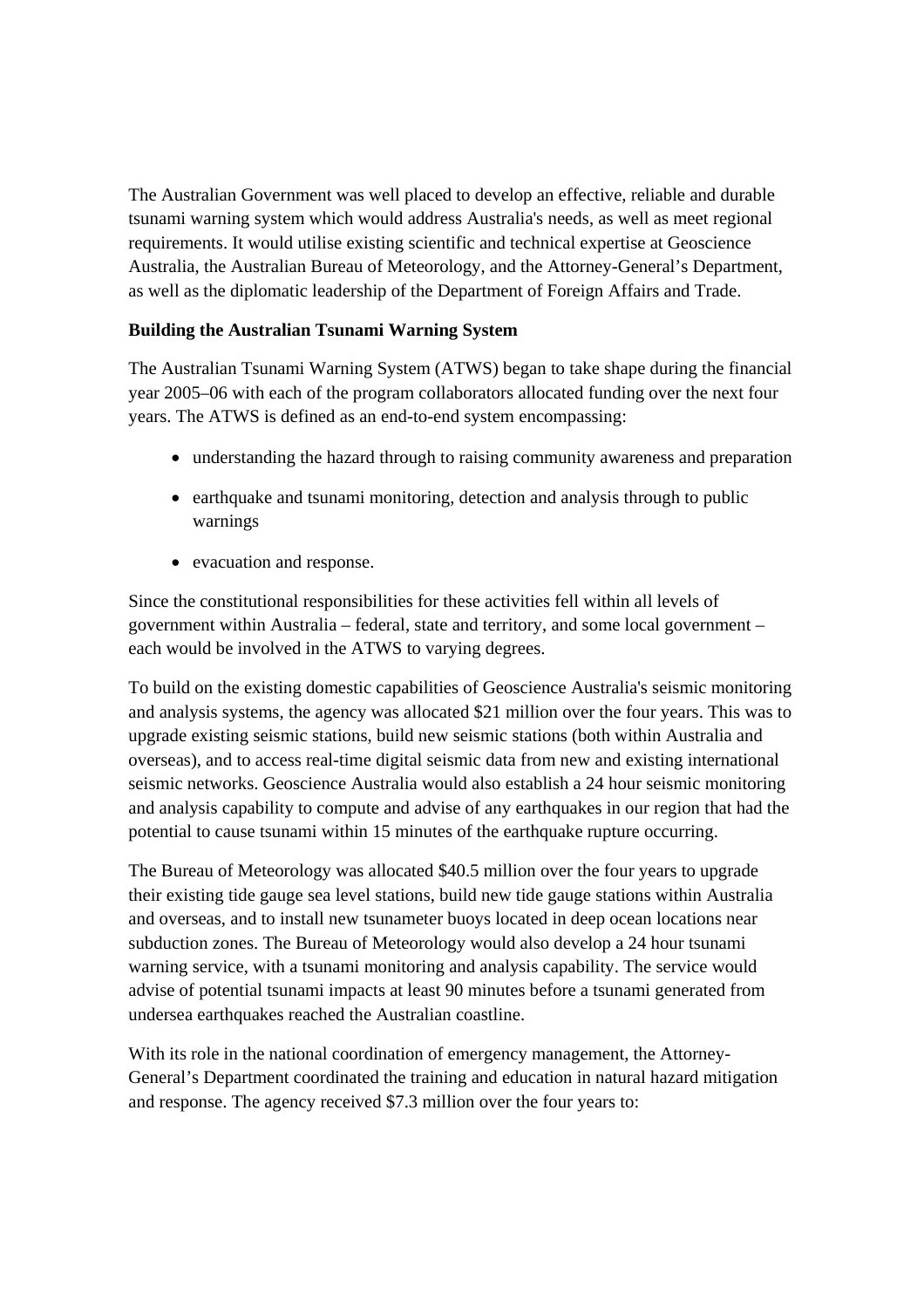The Australian Government was well placed to develop an effective, reliable and durable tsunami warning system which would address Australia's needs, as well as meet regional requirements. It would utilise existing scientific and technical expertise at Geoscience Australia, the Australian Bureau of Meteorology, and the Attorney-General's Department, as well as the diplomatic leadership of the Department of Foreign Affairs and Trade.

**Building the Australian Tsunami Warning System**

The Australian Tsunami Warning System (ATWS) began to take shape during the financial year 2005–06 with each of the program collaborators allocated funding over the next four years. The ATWS is defined as an end-to-end system encompassing:

- understanding the hazard through to raising community awareness and preparation
- earthquake and tsunami monitoring, detection and analysis through to public warnings
- evacuation and response.

Since the constitutional responsibilities for these activities fell within all levels of government within Australia – federal, state and territory, and some local government – each would be involved in the ATWS to varying degrees.

To build on the existing domestic capabilities of Geoscience Australia's seismic monitoring and analysis systems, the agency was allocated $21 million over the four years. This was to upgrade existing seismic stations, build new seismic stations (both within Australia and overseas), and to access real-time digital seismic data from new and existing international seismic networks. Geoscience Australia would also establish a 24 hour seismic monitoring and analysis capability to compute and advise of any earthquakes in our region that had the potential to cause tsunami within 15 minutes of the earthquake rupture occurring.

The Bureau of Meteorology was allocated $40.5 million over the four years to upgrade their existing tide gauge sea level stations, build new tide gauge stations within Australia and overseas, and to install new tsunameter buoys located in deep ocean locations near subduction zones. The Bureau of Meteorology would also develop a 24 hour tsunami warning service, with a tsunami monitoring and analysis capability. The service would advise of potential tsunami impacts at least 90 minutes before a tsunami generated from undersea earthquakes reached the Australian coastline.

With its role in the national coordination of emergency management, the Attorney-General's Department coordinated the training and education in natural hazard mitigation and response. The agency received $7.3 million over the four years to: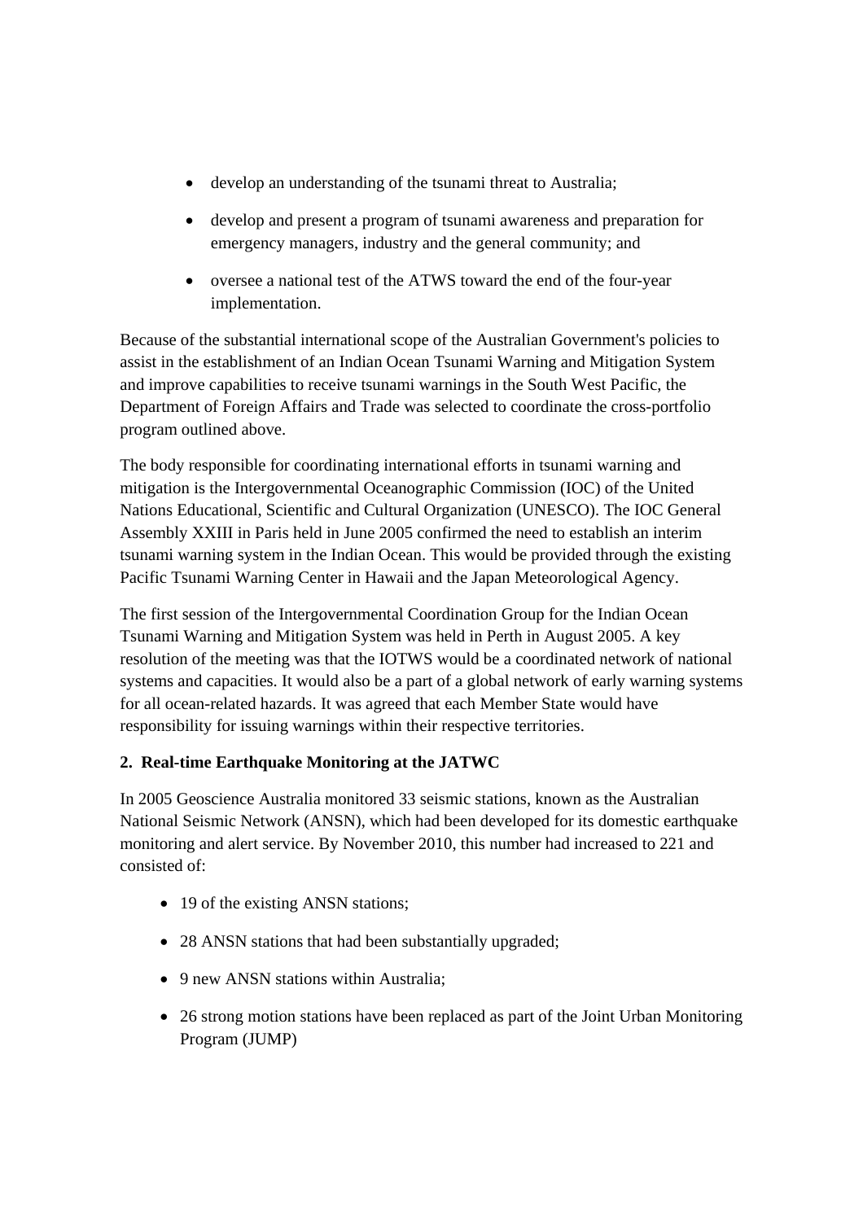- develop an understanding of the tsunami threat to Australia;
- develop and present a program of tsunami awareness and preparation for emergency managers, industry and the general community; and
- oversee a national test of the ATWS toward the end of the four-year implementation.

Because of the substantial international scope of the Australian Government's policies to assist in the establishment of an Indian Ocean Tsunami Warning and Mitigation System and improve capabilities to receive tsunami warnings in the South West Pacific, the Department of Foreign Affairs and Trade was selected to coordinate the cross-portfolio program outlined above.

The body responsible for coordinating international efforts in tsunami warning and mitigation is the Intergovernmental Oceanographic Commission (IOC) of the United Nations Educational, Scientific and Cultural Organization (UNESCO). The IOC General Assembly XXIII in Paris held in June 2005 confirmed the need to establish an interim tsunami warning system in the Indian Ocean. This would be provided through the existing Pacific Tsunami Warning Center in Hawaii and the Japan Meteorological Agency.

The first session of the Intergovernmental Coordination Group for the Indian Ocean Tsunami Warning and Mitigation System was held in Perth in August 2005. A key resolution of the meeting was that the IOTWS would be a coordinated network of national systems and capacities. It would also be a part of a global network of early warning systems for all ocean-related hazards. It was agreed that each Member State would have responsibility for issuing warnings within their respective territories.

## 2. Real-time Earthquake Monitoring at the JATWC

In 2005 Geoscience Australia monitored 33 seismic stations, known as the Australian National Seismic Network (ANSN), which had been developed for its domestic earthquake monitoring and alert service. By November 2010, this number had increased to 221 and consisted of:

- 19 of the existing ANSN stations;
- 28 ANSN stations that had been substantially upgraded;
- 9 new ANSN stations within Australia;
- 26 strong motion stations have been replaced as part of the Joint Urban Monitoring Program (JUMP)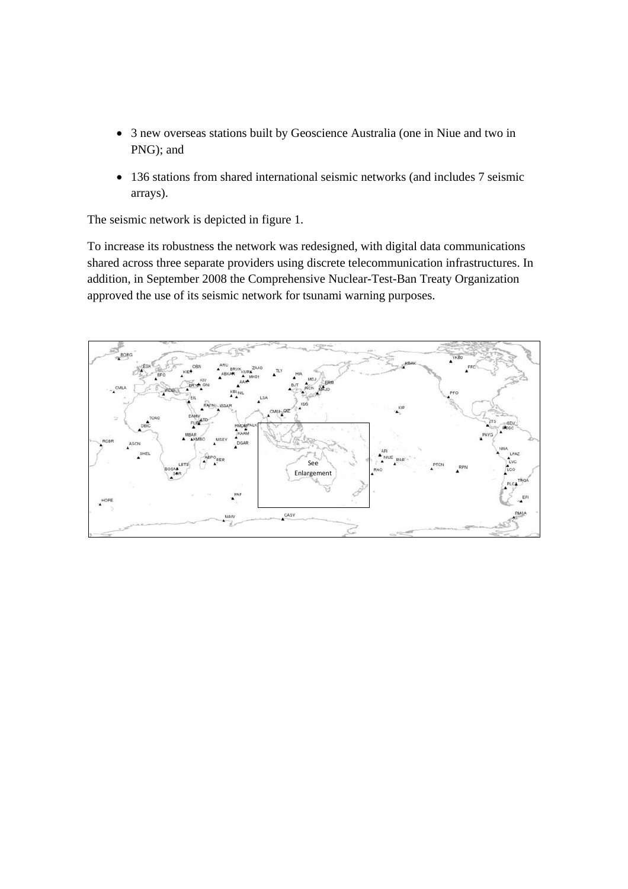- 3 new overseas stations built by Geoscience Australia (one in Niue and two in PNG); and
- 136 stations from shared international seismic networks (and includes 7 seismic arrays).

The seismic network is depicted in figure 1.

To increase its robustness the network was redesigned, with digital data communications shared across three separate providers using discrete telecommunication infrastructures. In addition, in September 2008 the Comprehensive Nuclear-Test-Ban Treaty Organization approved the use of its seismic network for tsunami warning purposes.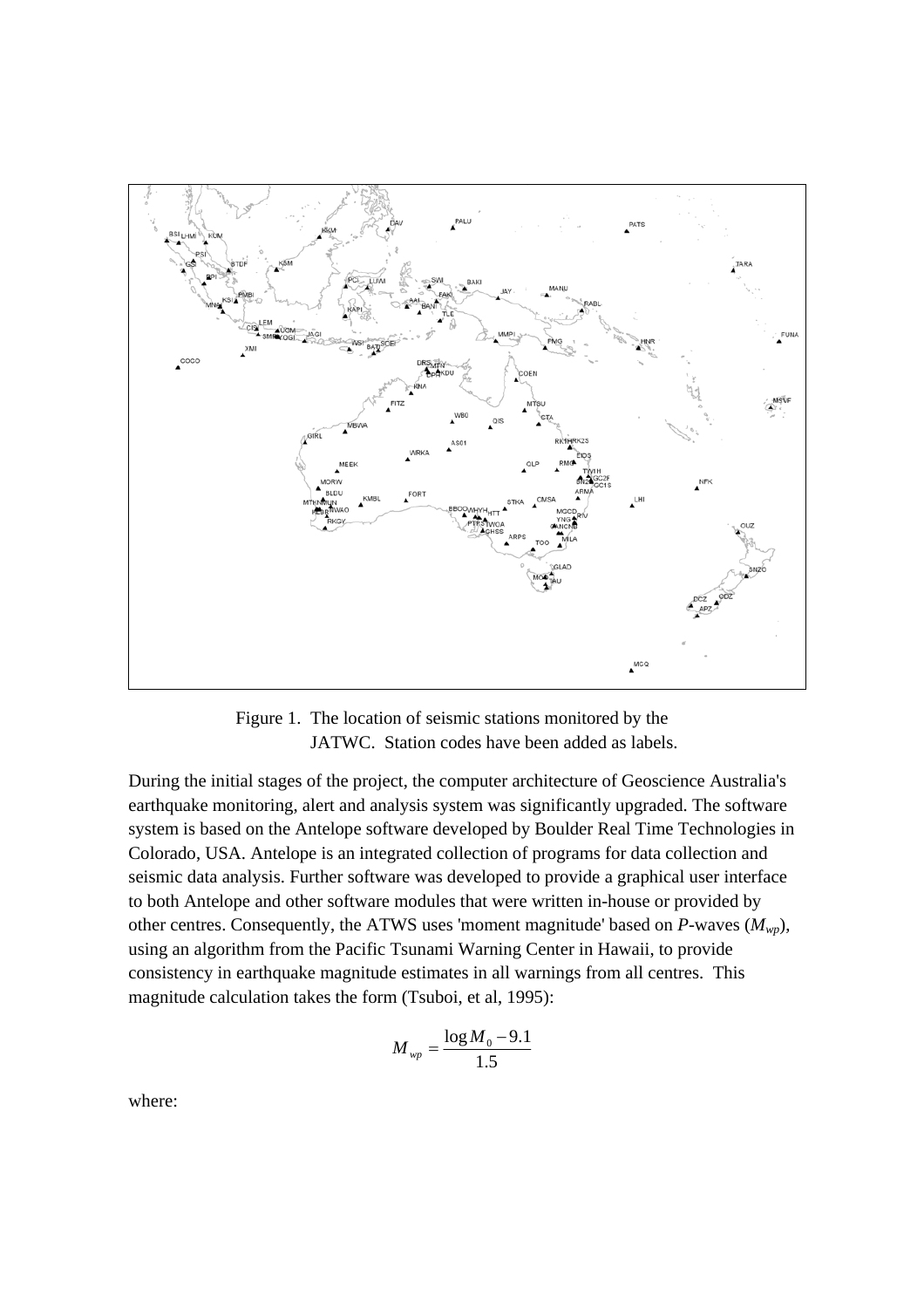Figure 1. The location of seismic stations monitored by the JATWC. Station codes have been added as labels.

During the initial stages of the project, the computer architecture of Geoscience Australia's earthquake monitoring, alert and analysis system was significantly upgraded. The software system is based on the Antelope software developed by Boulder Real Time Technologies in Colorado, USA. Antelope is an integrated collection of programs for data collection and seismic data analysis. Further software was developed to provide a graphical user interface to both Antelope and other software modules that were written in-house or provided by other centres. Consequently, the ATWS uses 'moment magnitude' based on *P*-waves ($M_{wp}$), using an algorithm from the Pacific Tsunami Warning Center in Hawaii, to provide consistency in earthquake magnitude estimates in all warnings from all centres. This magnitude calculation takes the form (Tsuboi, et al, 1995):

$$M_{wp} = \frac{\log M_0 - 9.1}{1.5}$$

where: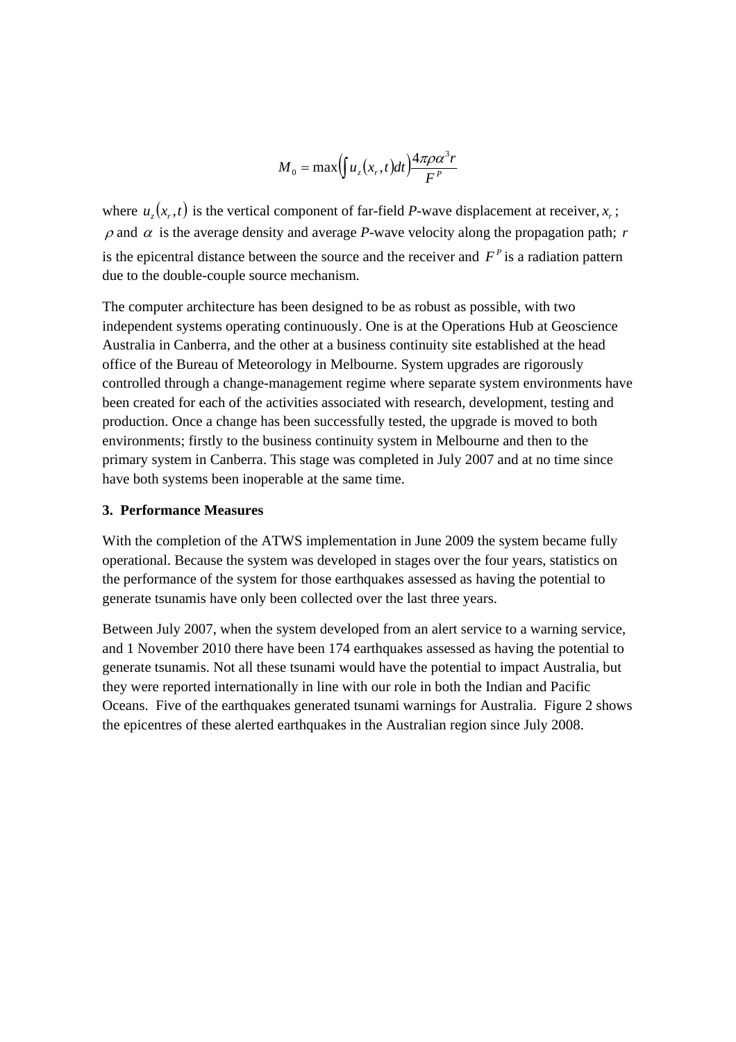$$M_0 = \max\left(\int u_z(x_r, t)dt\right)\frac{4\pi\rho\alpha^3 r}{F^P}$$

where $u_z(x_r, t)$ is the vertical component of far-field *P*-wave displacement at receiver, $x_r$; $\rho$ and $\alpha$ is the average density and average *P*-wave velocity along the propagation path; $r$ is the epicentral distance between the source and the receiver and $F^P$ is a radiation pattern due to the double-couple source mechanism.

The computer architecture has been designed to be as robust as possible, with two independent systems operating continuously. One is at the Operations Hub at Geoscience Australia in Canberra, and the other at a business continuity site established at the head office of the Bureau of Meteorology in Melbourne. System upgrades are rigorously controlled through a change-management regime where separate system environments have been created for each of the activities associated with research, development, testing and production. Once a change has been successfully tested, the upgrade is moved to both environments; firstly to the business continuity system in Melbourne and then to the primary system in Canberra. This stage was completed in July 2007 and at no time since have both systems been inoperable at the same time.

## 3. Performance Measures

With the completion of the ATWS implementation in June 2009 the system became fully operational. Because the system was developed in stages over the four years, statistics on the performance of the system for those earthquakes assessed as having the potential to generate tsunamis have only been collected over the last three years.

Between July 2007, when the system developed from an alert service to a warning service, and 1 November 2010 there have been 174 earthquakes assessed as having the potential to generate tsunamis. Not all these tsunami would have the potential to impact Australia, but they were reported internationally in line with our role in both the Indian and Pacific Oceans. Five of the earthquakes generated tsunami warnings for Australia. Figure 2 shows the epicentres of these alerted earthquakes in the Australian region since July 2008.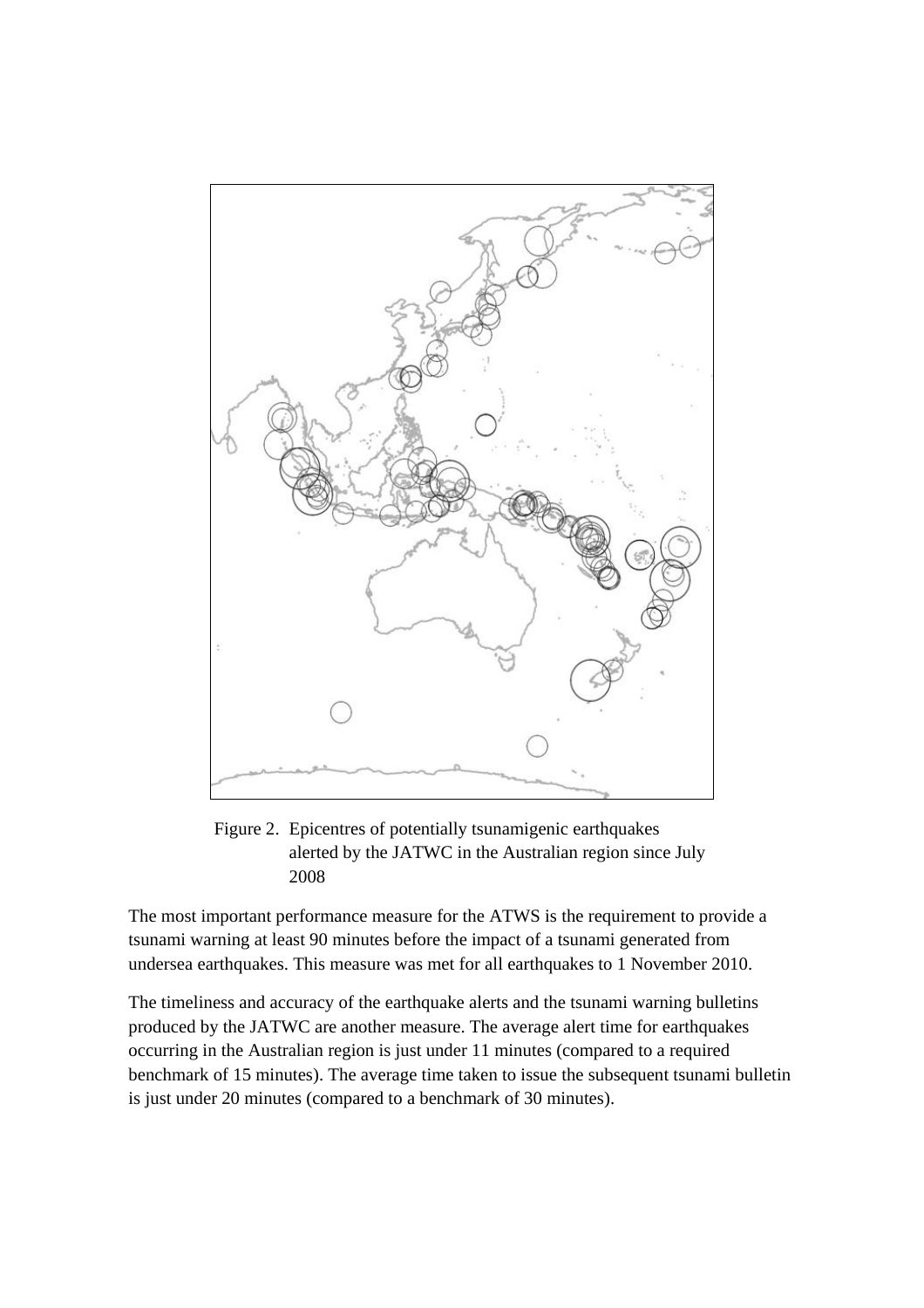Figure 2. Epicentres of potentially tsunamigenic earthquakes alerted by the JATWC in the Australian region since July 2008

The most important performance measure for the ATWS is the requirement to provide a tsunami warning at least 90 minutes before the impact of a tsunami generated from undersea earthquakes. This measure was met for all earthquakes to 1 November 2010.

The timeliness and accuracy of the earthquake alerts and the tsunami warning bulletins produced by the JATWC are another measure. The average alert time for earthquakes occurring in the Australian region is just under 11 minutes (compared to a required benchmark of 15 minutes). The average time taken to issue the subsequent tsunami bulletin is just under 20 minutes (compared to a benchmark of 30 minutes).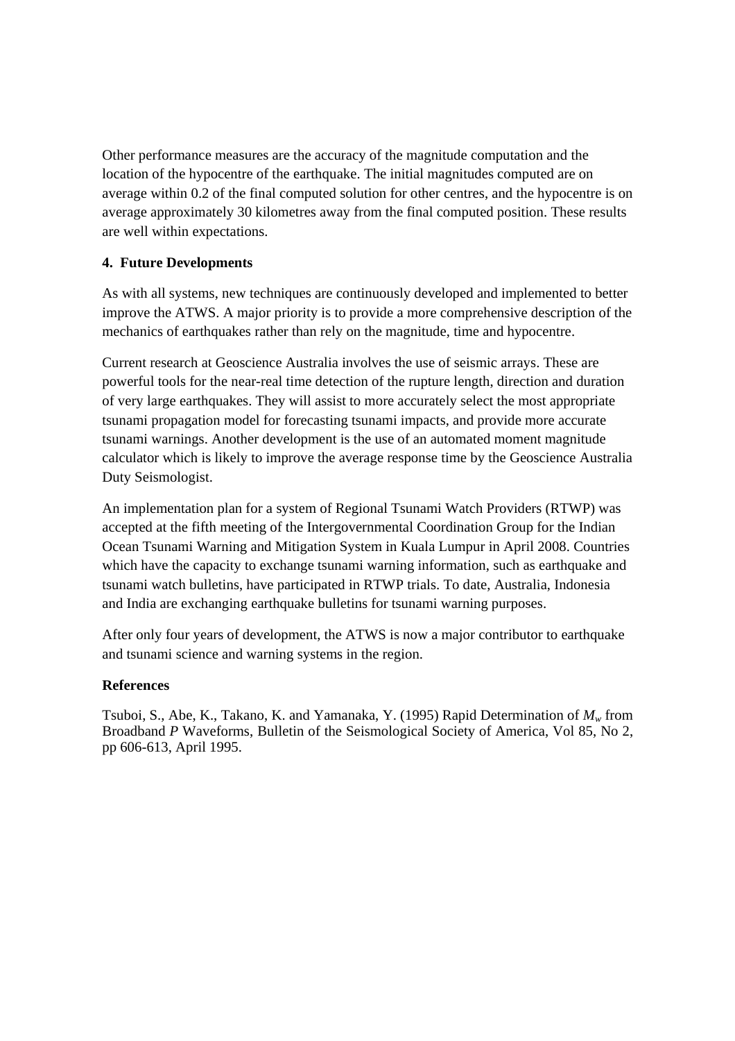Other performance measures are the accuracy of the magnitude computation and the location of the hypocentre of the earthquake. The initial magnitudes computed are on average within 0.2 of the final computed solution for other centres, and the hypocentre is on average approximately 30 kilometres away from the final computed position. These results are well within expectations.

## 4. Future Developments

As with all systems, new techniques are continuously developed and implemented to better improve the ATWS. A major priority is to provide a more comprehensive description of the mechanics of earthquakes rather than rely on the magnitude, time and hypocentre.

Current research at Geoscience Australia involves the use of seismic arrays. These are powerful tools for the near-real time detection of the rupture length, direction and duration of very large earthquakes. They will assist to more accurately select the most appropriate tsunami propagation model for forecasting tsunami impacts, and provide more accurate tsunami warnings. Another development is the use of an automated moment magnitude calculator which is likely to improve the average response time by the Geoscience Australia Duty Seismologist.

An implementation plan for a system of Regional Tsunami Watch Providers (RTWP) was accepted at the fifth meeting of the Intergovernmental Coordination Group for the Indian Ocean Tsunami Warning and Mitigation System in Kuala Lumpur in April 2008. Countries which have the capacity to exchange tsunami warning information, such as earthquake and tsunami watch bulletins, have participated in RTWP trials. To date, Australia, Indonesia and India are exchanging earthquake bulletins for tsunami warning purposes.

After only four years of development, the ATWS is now a major contributor to earthquake and tsunami science and warning systems in the region.

## References

Tsuboi, S., Abe, K., Takano, K. and Yamanaka, Y. (1995) Rapid Determination of $M_w$ from Broadband *P* Waveforms, Bulletin of the Seismological Society of America, Vol 85, No 2, pp 606-613, April 1995.